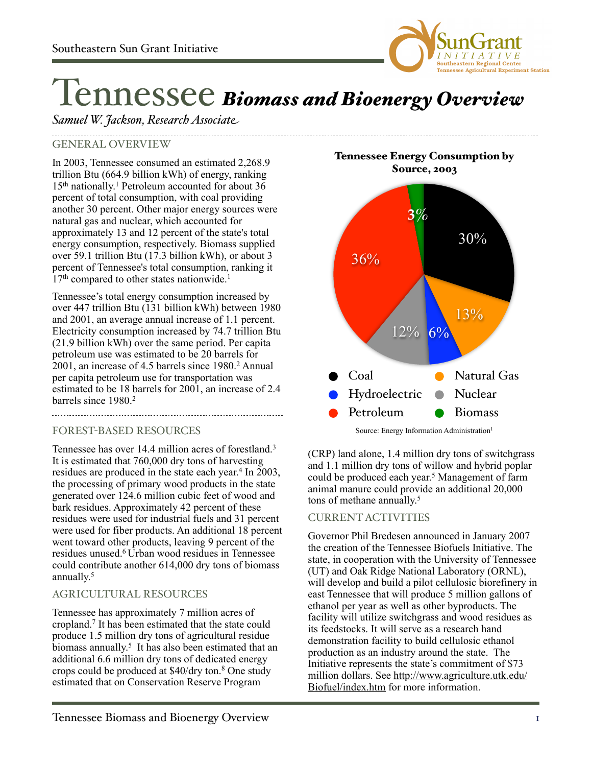Southeastern Sun Grant Initiative

# Tennessee *Biomass and Bioenergy Overview*

*Samuel W. Jackson, Research Associate*

## GENERAL OVERVIEW

In 2003, Tennessee consumed an estimated 2,268.9 trillion Btu (664.9 billion kWh) of energy, ranking 15th nationally.[1] Petroleum accounted for about 36 percent of total consumption, with coal providing another 30 percent. Other major energy sources were natural gas and nuclear, which accounted for approximately 13 and 12 percent of the state's total energy consumption, respectively. Biomass supplied over 59.1 trillion Btu (17.3 billion kWh), or about 3 percent of Tennessee's total consumption, ranking it 17th compared to other states nationwide.[1]

Tennessee's total energy consumption increased by over 447 trillion Btu (131 billion kWh) between 1980 and 2001, an average annual increase of 1.1 percent. Electricity consumption increased by 74.7 trillion Btu (21.9 billion kWh) over the same period. Per capita petroleum use was estimated to be 20 barrels for 2001, an increase of 4.5 barrels since 1980.[2] Annual per capita petroleum use for transportation was estimated to be 18 barrels for 2001, an increase of 2.4 barrels since 1980.[2]

**Tennessee Energy Consumption by Source, 2003**

| Source | Percent |
|---|---|
| Coal | 30% |
| Natural Gas | 13% |
| Hydroelectric | 6% |
| Nuclear | 12% |
| Petroleum | 36% |
| Biomass | 3% |

Source: Energy Information Administration[1]

## FOREST-BASED RESOURCES

Tennessee has over 14.4 million acres of forestland.[3] It is estimated that 760,000 dry tons of harvesting residues are produced in the state each year.[4] In 2003, the processing of primary wood products in the state generated over 124.6 million cubic feet of wood and bark residues. Approximately 42 percent of these residues were used for industrial fuels and 31 percent were used for fiber products. An additional 18 percent went toward other products, leaving 9 percent of the residues unused.[6] Urban wood residues in Tennessee could contribute another 614,000 dry tons of biomass annually.[5]

## AGRICULTURAL RESOURCES

Tennessee has approximately 7 million acres of cropland.[7] It has been estimated that the state could produce 1.5 million dry tons of agricultural residue biomass annually.[5] It has also been estimated that an additional 6.6 million dry tons of dedicated energy crops could be produced at $40/dry ton.[8] One study estimated that on Conservation Reserve Program (CRP) land alone, 1.4 million dry tons of switchgrass and 1.1 million dry tons of willow and hybrid poplar could be produced each year.[5] Management of farm animal manure could provide an additional 20,000 tons of methane annually.[5]

## CURRENT ACTIVITIES

Governor Phil Bredesen announced in January 2007 the creation of the Tennessee Biofuels Initiative. The state, in cooperation with the University of Tennessee (UT) and Oak Ridge National Laboratory (ORNL), will develop and build a pilot cellulosic biorefinery in east Tennessee that will produce 5 million gallons of ethanol per year as well as other byproducts. The facility will utilize switchgrass and wood residues as its feedstocks. It will serve as a research hand demonstration facility to build cellulosic ethanol production as an industry around the state. The Initiative represents the state's commitment of $73 million dollars. See http://www.agriculture.utk.edu/Biofuel/index.htm for more information.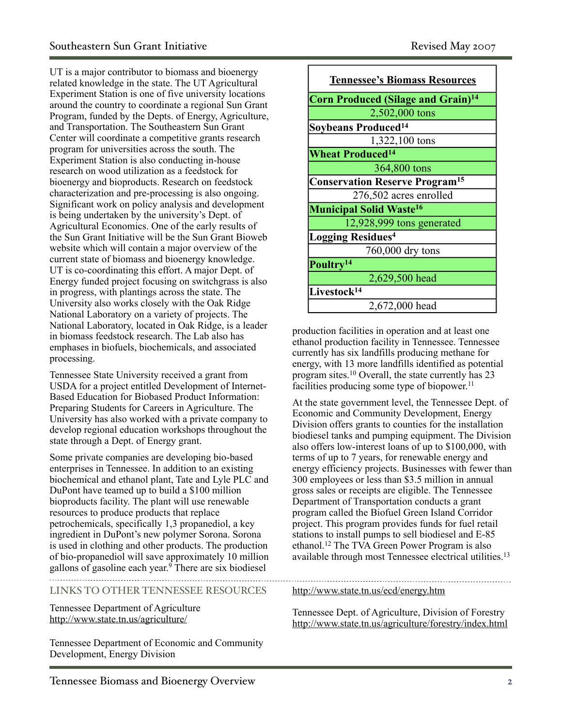UT is a major contributor to biomass and bioenergy related knowledge in the state. The UT Agricultural Experiment Station is one of five university locations around the country to coordinate a regional Sun Grant Program, funded by the Depts. of Energy, Agriculture, and Transportation. The Southeastern Sun Grant Center will coordinate a competitive grants research program for universities across the south. The Experiment Station is also conducting in-house research on wood utilization as a feedstock for bioenergy and bioproducts. Research on feedstock characterization and pre-processing is also ongoing. Significant work on policy analysis and development is being undertaken by the university's Dept. of Agricultural Economics. One of the early results of the Sun Grant Initiative will be the Sun Grant Bioweb website which will contain a major overview of the current state of biomass and bioenergy knowledge. UT is co-coordinating this effort. A major Dept. of Energy funded project focusing on switchgrass is also in progress, with plantings across the state. The University also works closely with the Oak Ridge National Laboratory on a variety of projects. The National Laboratory, located in Oak Ridge, is a leader in biomass feedstock research. The Lab also has emphases in biofuels, biochemicals, and associated processing.

Tennessee State University received a grant from USDA for a project entitled Development of Internet-Based Education for Biobased Product Information: Preparing Students for Careers in Agriculture. The University has also worked with a private company to develop regional education workshops throughout the state through a Dept. of Energy grant.

Some private companies are developing bio-based enterprises in Tennessee. In addition to an existing biochemical and ethanol plant, Tate and Lyle PLC and DuPont have teamed up to build a $100 million bioproducts facility. The plant will use renewable resources to produce products that replace petrochemicals, specifically 1,3 propanediol, a key ingredient in DuPont's new polymer Sorona. Sorona is used in clothing and other products. The production of bio-propanediol will save approximately 10 million gallons of gasoline each year.[9] There are six biodiesel production facilities in operation and at least one ethanol production facility in Tennessee. Tennessee currently has six landfills producing methane for energy, with 13 more landfills identified as potential program sites.[10] Overall, the state currently has 23 facilities producing some type of biopower.[11]

| **Tennessee's Biomass Resources** |
|---|
| **Corn Produced (Silage and Grain)[14]** |
| 2,502,000 tons |
| **Soybeans Produced[14]** |
| 1,322,100 tons |
| **Wheat Produced[14]** |
| 364,800 tons |
| **Conservation Reserve Program[15]** |
| 276,502 acres enrolled |
| **Municipal Solid Waste[16]** |
| 12,928,999 tons generated |
| **Logging Residues[4]** |
| 760,000 dry tons |
| **Poultry[14]** |
| 2,629,500 head |
| **Livestock[14]** |
| 2,672,000 head |

At the state government level, the Tennessee Dept. of Economic and Community Development, Energy Division offers grants to counties for the installation biodiesel tanks and pumping equipment. The Division also offers low-interest loans of up to $100,000, with terms of up to 7 years, for renewable energy and energy efficiency projects. Businesses with fewer than 300 employees or less than $3.5 million in annual gross sales or receipts are eligible. The Tennessee Department of Transportation conducts a grant program called the Biofuel Green Island Corridor project. This program provides funds for fuel retail stations to install pumps to sell biodiesel and E-85 ethanol.[12] The TVA Green Power Program is also available through most Tennessee electrical utilities.[13]

## LINKS TO OTHER TENNESSEE RESOURCES

Tennessee Department of Agriculture
http://www.state.tn.us/agriculture/

Tennessee Department of Economic and Community Development, Energy Division
http://www.state.tn.us/ecd/energy.htm

Tennessee Dept. of Agriculture, Division of Forestry
http://www.state.tn.us/agriculture/forestry/index.html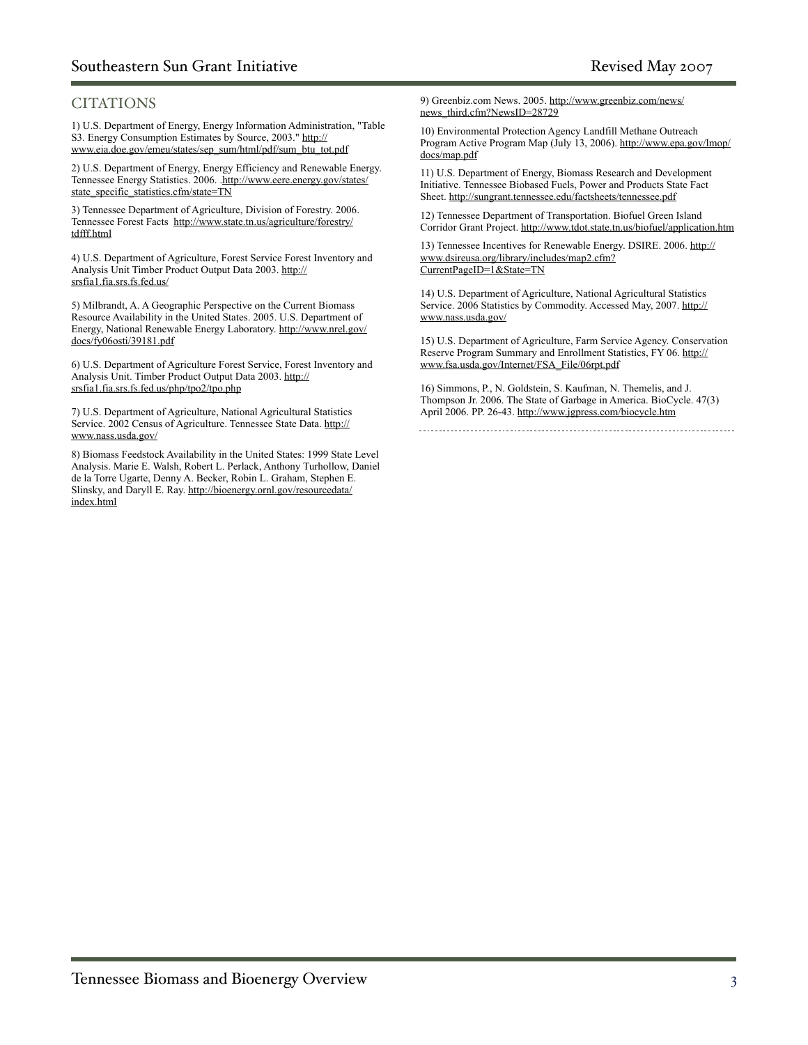## CITATIONS

1) U.S. Department of Energy, Energy Information Administration, "Table S3. Energy Consumption Estimates by Source, 2003." http://www.eia.doe.gov/emeu/states/sep_sum/html/pdf/sum_btu_tot.pdf

2) U.S. Department of Energy, Energy Efficiency and Renewable Energy. Tennessee Energy Statistics. 2006. .http://www.eere.energy.gov/states/state_specific_statistics.cfm/state=TN

3) Tennessee Department of Agriculture, Division of Forestry. 2006. Tennessee Forest Facts http://www.state.tn.us/agriculture/forestry/tdfff.html

4) U.S. Department of Agriculture, Forest Service Forest Inventory and Analysis Unit Timber Product Output Data 2003. http://srsfia1.fia.srs.fs.fed.us/

5) Milbrandt, A. A Geographic Perspective on the Current Biomass Resource Availability in the United States. 2005. U.S. Department of Energy, National Renewable Energy Laboratory. http://www.nrel.gov/docs/fy06osti/39181.pdf

6) U.S. Department of Agriculture Forest Service, Forest Inventory and Analysis Unit. Timber Product Output Data 2003. http://srsfia1.fia.srs.fs.fed.us/php/tpo2/tpo.php

7) U.S. Department of Agriculture, National Agricultural Statistics Service. 2002 Census of Agriculture. Tennessee State Data. http://www.nass.usda.gov/

8) Biomass Feedstock Availability in the United States: 1999 State Level Analysis. Marie E. Walsh, Robert L. Perlack, Anthony Turhollow, Daniel de la Torre Ugarte, Denny A. Becker, Robin L. Graham, Stephen E. Slinsky, and Daryll E. Ray. http://bioenergy.ornl.gov/resourcedata/index.html

9) Greenbiz.com News. 2005. http://www.greenbiz.com/news/news_third.cfm?NewsID=28729

10) Environmental Protection Agency Landfill Methane Outreach Program Active Program Map (July 13, 2006). http://www.epa.gov/lmop/docs/map.pdf

11) U.S. Department of Energy, Biomass Research and Development Initiative. Tennessee Biobased Fuels, Power and Products State Fact Sheet. http://sungrant.tennessee.edu/factsheets/tennessee.pdf

12) Tennessee Department of Transportation. Biofuel Green Island Corridor Grant Project. http://www.tdot.state.tn.us/biofuel/application.htm

13) Tennessee Incentives for Renewable Energy. DSIRE. 2006. http://www.dsireusa.org/library/includes/map2.cfm?CurrentPageID=1&State=TN

14) U.S. Department of Agriculture, National Agricultural Statistics Service. 2006 Statistics by Commodity. Accessed May, 2007. http://www.nass.usda.gov/

15) U.S. Department of Agriculture, Farm Service Agency. Conservation Reserve Program Summary and Enrollment Statistics, FY 06. http://www.fsa.usda.gov/Internet/FSA_File/06rpt.pdf

16) Simmons, P., N. Goldstein, S. Kaufman, N. Themelis, and J. Thompson Jr. 2006. The State of Garbage in America. BioCycle. 47(3) April 2006. PP. 26-43. http://www.jgpress.com/biocycle.htm